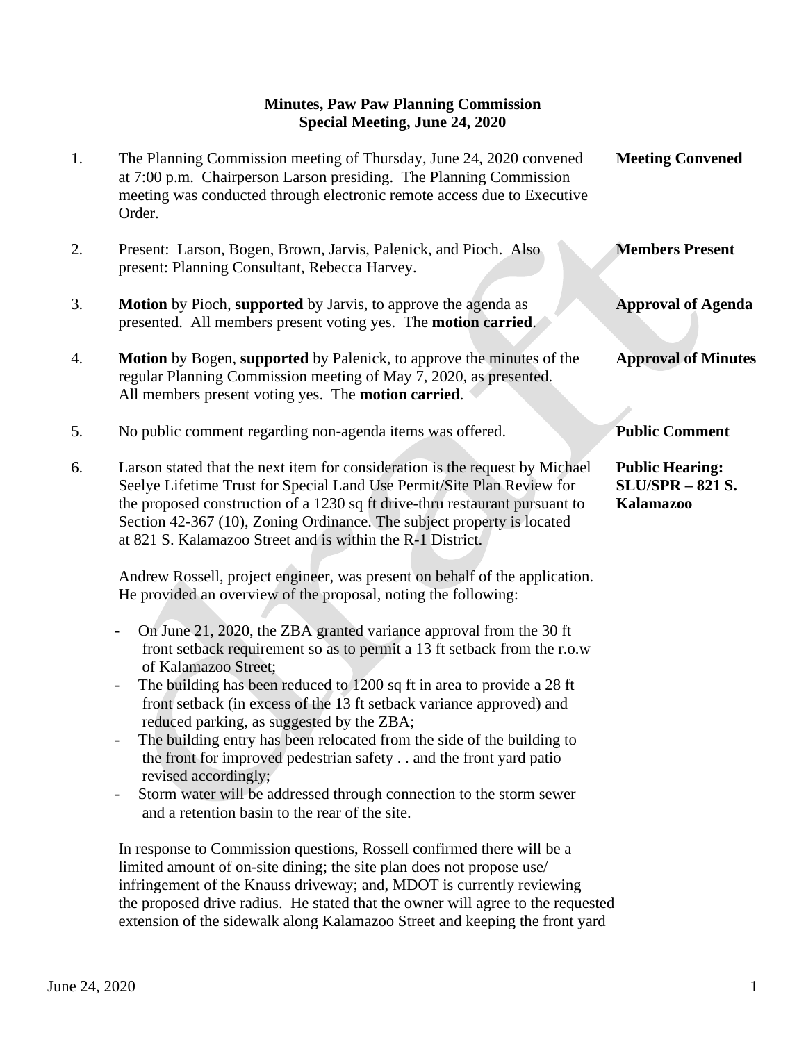**Minutes, Paw Paw Planning Commission**
**Special Meeting, June 24, 2020**

1. The Planning Commission meeting of Thursday, June 24, 2020 convened at 7:00 p.m. Chairperson Larson presiding. The Planning Commission meeting was conducted through electronic remote access due to Executive Order. — **Meeting Convened**

2. Present: Larson, Bogen, Brown, Jarvis, Palenick, and Pioch. Also present: Planning Consultant, Rebecca Harvey. — **Members Present**

3. **Motion** by Pioch, **supported** by Jarvis, to approve the agenda as presented. All members present voting yes. The **motion carried**. — **Approval of Agenda**

4. **Motion** by Bogen, **supported** by Palenick, to approve the minutes of the regular Planning Commission meeting of May 7, 2020, as presented. All members present voting yes. The **motion carried**. — **Approval of Minutes**

5. No public comment regarding non-agenda items was offered. — **Public Comment**

6. Larson stated that the next item for consideration is the request by Michael Seelye Lifetime Trust for Special Land Use Permit/Site Plan Review for the proposed construction of a 1230 sq ft drive-thru restaurant pursuant to Section 42-367 (10), Zoning Ordinance. The subject property is located at 821 S. Kalamazoo Street and is within the R-1 District. — **Public Hearing: SLU/SPR – 821 S. Kalamazoo**

   Andrew Rossell, project engineer, was present on behalf of the application. He provided an overview of the proposal, noting the following:

   - On June 21, 2020, the ZBA granted variance approval from the 30 ft front setback requirement so as to permit a 13 ft setback from the r.o.w of Kalamazoo Street;
   - The building has been reduced to 1200 sq ft in area to provide a 28 ft front setback (in excess of the 13 ft setback variance approved) and reduced parking, as suggested by the ZBA;
   - The building entry has been relocated from the side of the building to the front for improved pedestrian safety . . and the front yard patio revised accordingly;
   - Storm water will be addressed through connection to the storm sewer and a retention basin to the rear of the site.

   In response to Commission questions, Rossell confirmed there will be a limited amount of on-site dining; the site plan does not propose use/ infringement of the Knauss driveway; and, MDOT is currently reviewing the proposed drive radius. He stated that the owner will agree to the requested extension of the sidewalk along Kalamazoo Street and keeping the front yard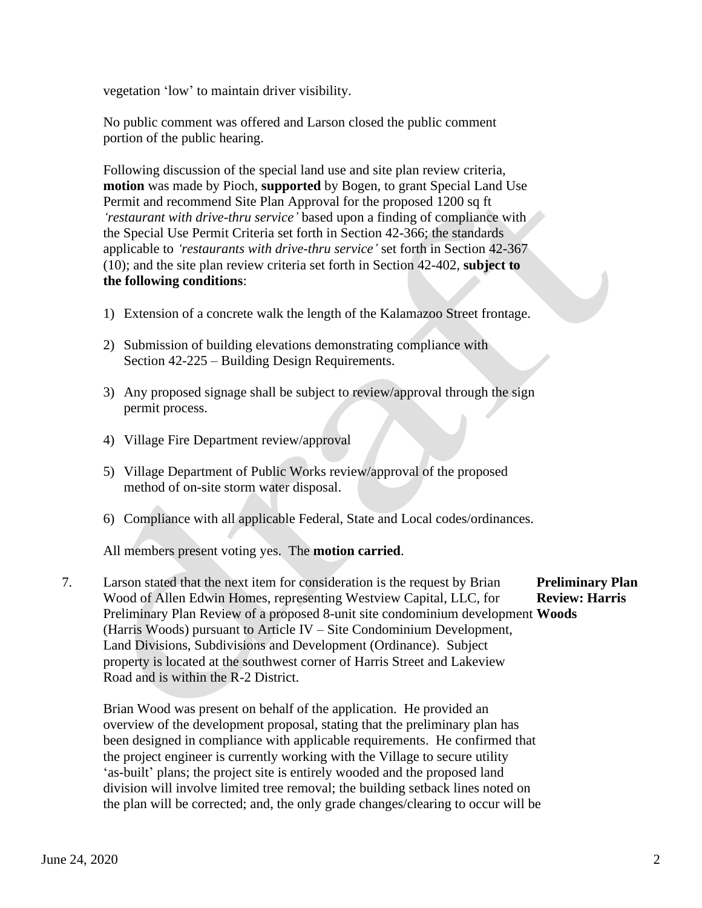vegetation 'low' to maintain driver visibility.

No public comment was offered and Larson closed the public comment portion of the public hearing.

Following discussion of the special land use and site plan review criteria, **motion** was made by Pioch, **supported** by Bogen, to grant Special Land Use Permit and recommend Site Plan Approval for the proposed 1200 sq ft *'restaurant with drive-thru service'* based upon a finding of compliance with the Special Use Permit Criteria set forth in Section 42-366; the standards applicable to *'restaurants with drive-thru service'* set forth in Section 42-367 (10); and the site plan review criteria set forth in Section 42-402, **subject to the following conditions**:

1) Extension of a concrete walk the length of the Kalamazoo Street frontage.

2) Submission of building elevations demonstrating compliance with Section 42-225 – Building Design Requirements.

3) Any proposed signage shall be subject to review/approval through the sign permit process.

4) Village Fire Department review/approval

5) Village Department of Public Works review/approval of the proposed method of on-site storm water disposal.

6) Compliance with all applicable Federal, State and Local codes/ordinances.

All members present voting yes. The **motion carried**.

**Preliminary Plan Review: Harris Woods**

7. Larson stated that the next item for consideration is the request by Brian Wood of Allen Edwin Homes, representing Westview Capital, LLC, for Preliminary Plan Review of a proposed 8-unit site condominium development (Harris Woods) pursuant to Article IV – Site Condominium Development, Land Divisions, Subdivisions and Development (Ordinance). Subject property is located at the southwest corner of Harris Street and Lakeview Road and is within the R-2 District.

Brian Wood was present on behalf of the application. He provided an overview of the development proposal, stating that the preliminary plan has been designed in compliance with applicable requirements. He confirmed that the project engineer is currently working with the Village to secure utility 'as-built' plans; the project site is entirely wooded and the proposed land division will involve limited tree removal; the building setback lines noted on the plan will be corrected; and, the only grade changes/clearing to occur will be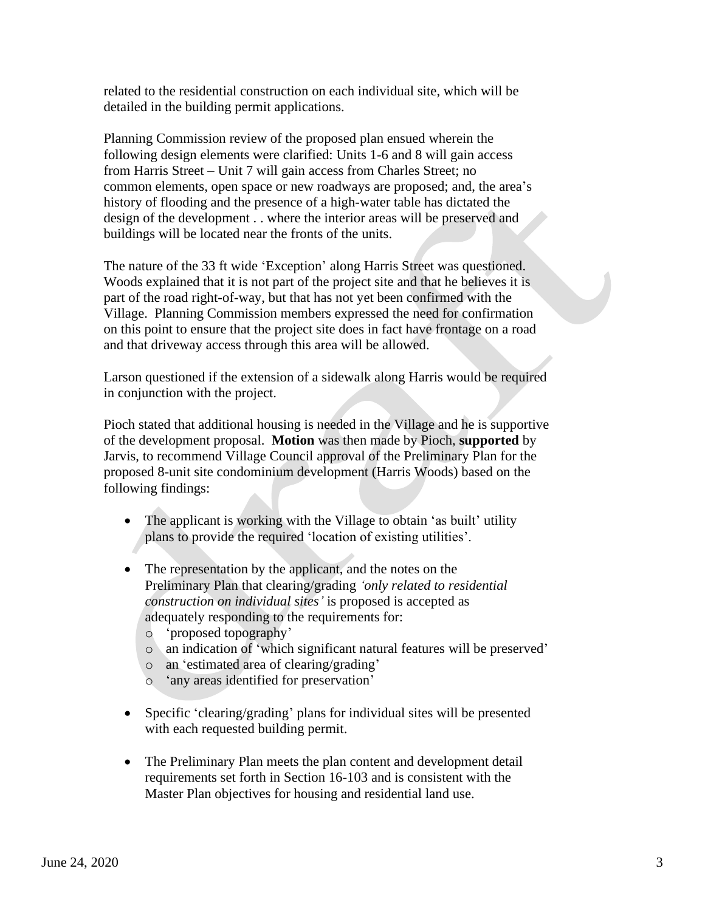related to the residential construction on each individual site, which will be detailed in the building permit applications.

Planning Commission review of the proposed plan ensued wherein the following design elements were clarified: Units 1-6 and 8 will gain access from Harris Street – Unit 7 will gain access from Charles Street; no common elements, open space or new roadways are proposed; and, the area's history of flooding and the presence of a high-water table has dictated the design of the development . . where the interior areas will be preserved and buildings will be located near the fronts of the units.

The nature of the 33 ft wide 'Exception' along Harris Street was questioned. Woods explained that it is not part of the project site and that he believes it is part of the road right-of-way, but that has not yet been confirmed with the Village. Planning Commission members expressed the need for confirmation on this point to ensure that the project site does in fact have frontage on a road and that driveway access through this area will be allowed.

Larson questioned if the extension of a sidewalk along Harris would be required in conjunction with the project.

Pioch stated that additional housing is needed in the Village and he is supportive of the development proposal. **Motion** was then made by Pioch, **supported** by Jarvis, to recommend Village Council approval of the Preliminary Plan for the proposed 8-unit site condominium development (Harris Woods) based on the following findings:

- The applicant is working with the Village to obtain 'as built' utility plans to provide the required 'location of existing utilities'.

- The representation by the applicant, and the notes on the Preliminary Plan that clearing/grading *'only related to residential construction on individual sites'* is proposed is accepted as adequately responding to the requirements for:
  - 'proposed topography'
  - an indication of 'which significant natural features will be preserved'
  - an 'estimated area of clearing/grading'
  - 'any areas identified for preservation'

- Specific 'clearing/grading' plans for individual sites will be presented with each requested building permit.

- The Preliminary Plan meets the plan content and development detail requirements set forth in Section 16-103 and is consistent with the Master Plan objectives for housing and residential land use.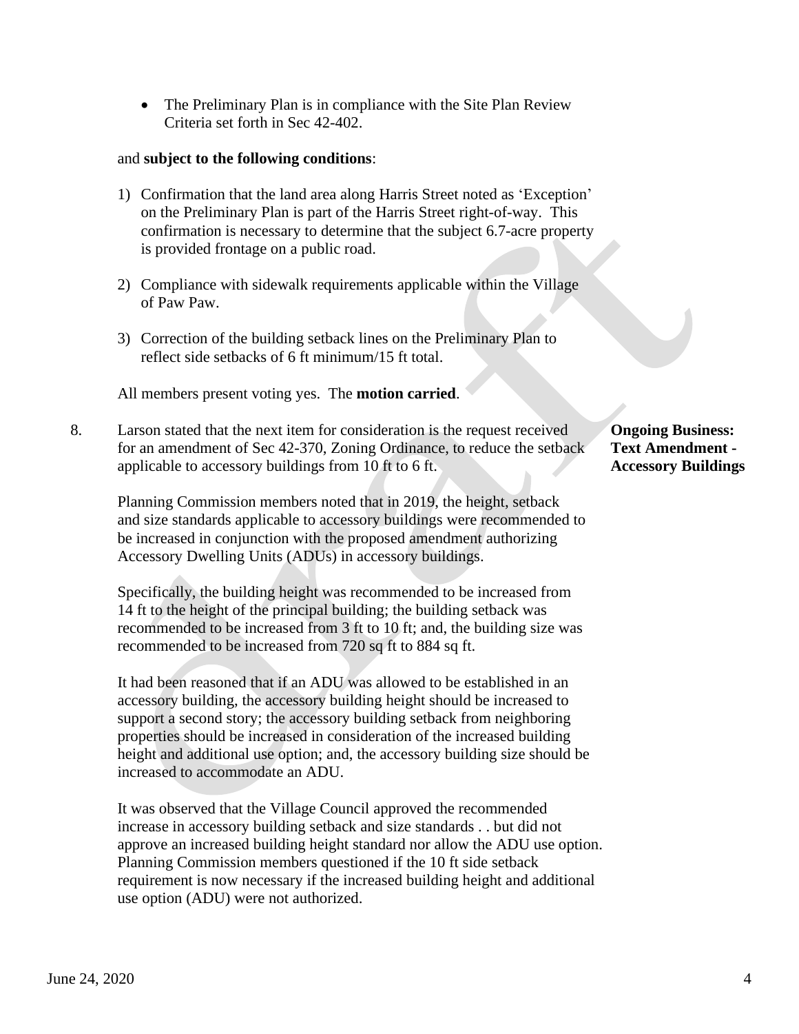- The Preliminary Plan is in compliance with the Site Plan Review Criteria set forth in Sec 42-402.

and **subject to the following conditions**:

1) Confirmation that the land area along Harris Street noted as 'Exception' on the Preliminary Plan is part of the Harris Street right-of-way. This confirmation is necessary to determine that the subject 6.7-acre property is provided frontage on a public road.

2) Compliance with sidewalk requirements applicable within the Village of Paw Paw.

3) Correction of the building setback lines on the Preliminary Plan to reflect side setbacks of 6 ft minimum/15 ft total.

All members present voting yes. The **motion carried**.

8. Larson stated that the next item for consideration is the request received for an amendment of Sec 42-370, Zoning Ordinance, to reduce the setback applicable to accessory buildings from 10 ft to 6 ft.

**Ongoing Business: Text Amendment - Accessory Buildings**

Planning Commission members noted that in 2019, the height, setback and size standards applicable to accessory buildings were recommended to be increased in conjunction with the proposed amendment authorizing Accessory Dwelling Units (ADUs) in accessory buildings.

Specifically, the building height was recommended to be increased from 14 ft to the height of the principal building; the building setback was recommended to be increased from 3 ft to 10 ft; and, the building size was recommended to be increased from 720 sq ft to 884 sq ft.

It had been reasoned that if an ADU was allowed to be established in an accessory building, the accessory building height should be increased to support a second story; the accessory building setback from neighboring properties should be increased in consideration of the increased building height and additional use option; and, the accessory building size should be increased to accommodate an ADU.

It was observed that the Village Council approved the recommended increase in accessory building setback and size standards . . but did not approve an increased building height standard nor allow the ADU use option. Planning Commission members questioned if the 10 ft side setback requirement is now necessary if the increased building height and additional use option (ADU) were not authorized.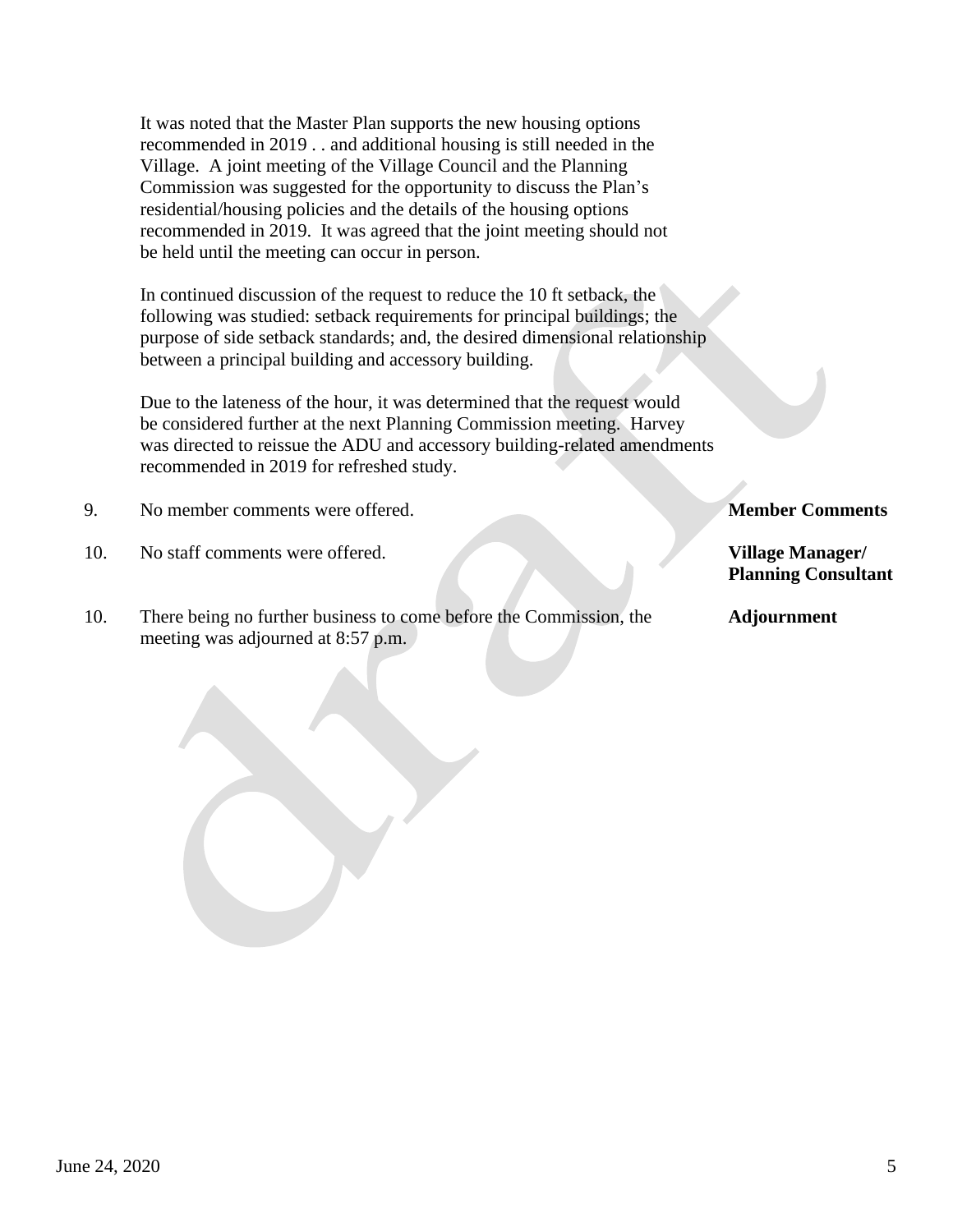It was noted that the Master Plan supports the new housing options recommended in 2019 . . and additional housing is still needed in the Village. A joint meeting of the Village Council and the Planning Commission was suggested for the opportunity to discuss the Plan's residential/housing policies and the details of the housing options recommended in 2019. It was agreed that the joint meeting should not be held until the meeting can occur in person.

In continued discussion of the request to reduce the 10 ft setback, the following was studied: setback requirements for principal buildings; the purpose of side setback standards; and, the desired dimensional relationship between a principal building and accessory building.

Due to the lateness of the hour, it was determined that the request would be considered further at the next Planning Commission meeting. Harvey was directed to reissue the ADU and accessory building-related amendments recommended in 2019 for refreshed study.

9. No member comments were offered. **Member Comments**

10. No staff comments were offered. **Village Manager/ Planning Consultant**

10. There being no further business to come before the Commission, the meeting was adjourned at 8:57 p.m. **Adjournment**